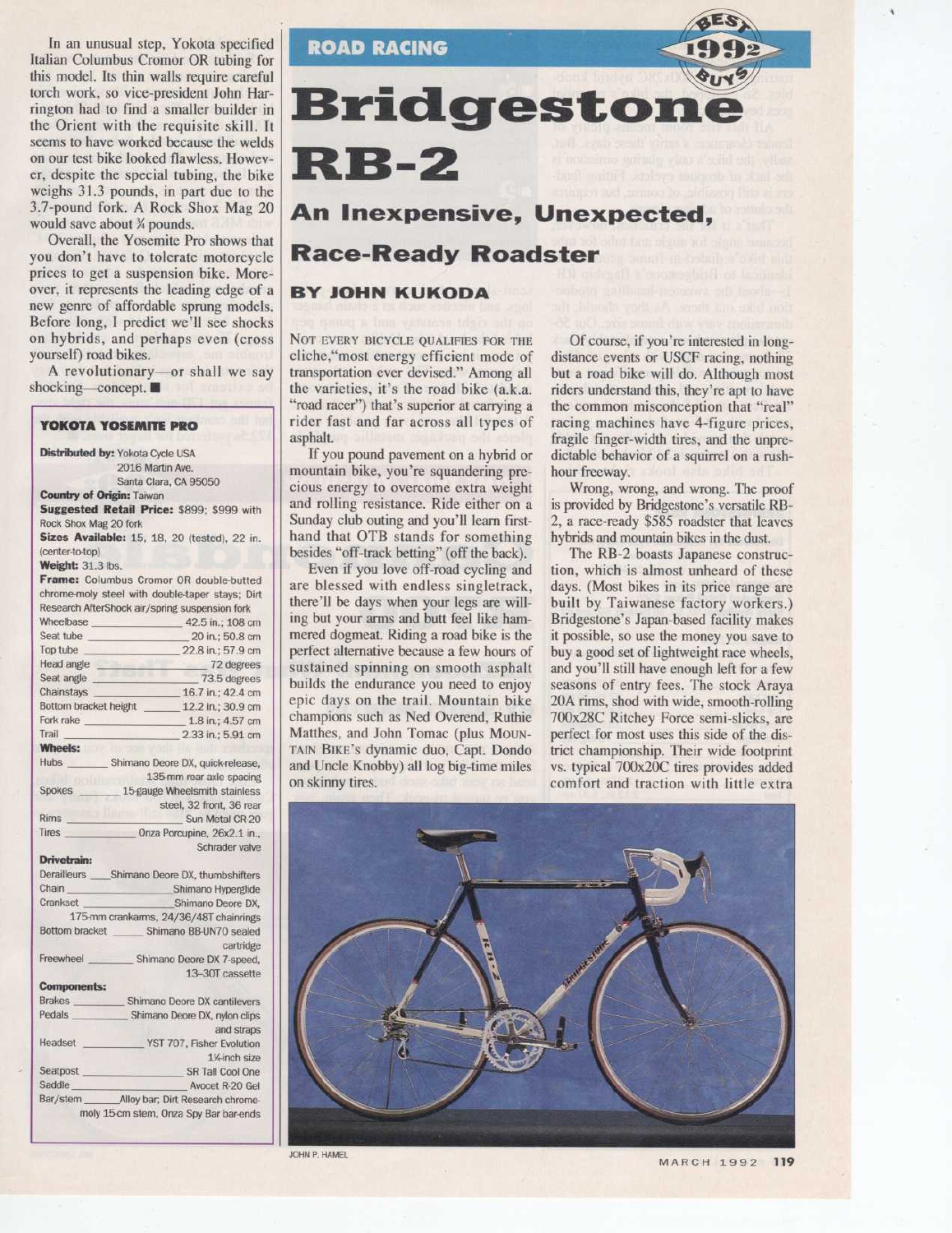In an unusual step, Yokota specified Italian Columbus Cromor OR tubing for this model. Its thin walls require careful torch work, so vice-president John Harrington had to find a smaller builder in the Orient with the requisite skill. It seems to have worked because the welds on our test bike looked flawless. However, despite the special tubing, the bike weighs 31.3 pounds, in part due to the 3.7-pound fork. A Rock Shox Mag 20 would save about ¾ pounds.

Overall, the Yosemite Pro shows that you don't have to tolerate motorcycle prices to get a suspension bike. Moreover, it represents the leading edge of a new genre of affordable sprung models. Before long, I predict we'll see shocks on hybrids, and perhaps even (cross yourself) road bikes.

A revolutionary—or shall we say shocking—concept. ■

### YOKOTA YOSEMITE PRO

**Distributed by:** Yokota Cycle USA
2016 Martin Ave.
Santa Clara, CA 95050

**Country of Origin:** Taiwan

**Suggested Retail Price:** $899; $999 with Rock Shox Mag 20 fork

**Sizes Available:** 15, 18, 20 (tested), 22 in. (center-to-top)

**Weight:** 31.3 lbs.

**Frame:** Columbus Cromor OR double-butted chrome-moly steel with double-taper stays; Dirt Research AfterShock air/spring suspension fork

| | |
|---|---|
| Wheelbase | 42.5 in.; 108 cm |
| Seat tube | 20 in.; 50.8 cm |
| Top tube | 22.8 in.; 57.9 cm |
| Head angle | 72 degrees |
| Seat angle | 73.5 degrees |
| Chainstays | 16.7 in.; 42.4 cm |
| Bottom bracket height | 12.2 in.; 30.9 cm |
| Fork rake | 1.8 in.; 4.57 cm |
| Trail | 2.33 in.; 5.91 cm |

**Wheels:**

| | |
|---|---|
| Hubs | Shimano Deore DX, quick-release, 135-mm rear axle spacing |
| Spokes | 15-gauge Wheelsmith stainless steel, 32 front, 36 rear |
| Rims | Sun Metal CR-20 |
| Tires | Onza Porcupine, 26x2.1 in., Schrader valve |

**Drivetrain:**

| | |
|---|---|
| Derailleurs | Shimano Deore DX, thumbshifters |
| Chain | Shimano Hyperglide |
| Crankset | Shimano Deore DX, 175-mm crankarms, 24/36/48T chainrings |
| Bottom bracket | Shimano BB-UN70 sealed cartridge |
| Freewheel | Shimano Deore DX 7-speed, 13–30T cassette |

**Components:**

| | |
|---|---|
| Brakes | Shimano Deore DX cantilevers |
| Pedals | Shimano Deore DX, nylon clips and straps |
| Headset | YST 707, Fisher Evolution 1¼-inch size |
| Seatpost | SR Tall Cool One |
| Saddle | Avocet R-20 Gel |
| Bar/stem | Alloy bar; Dirt Research chrome-moly 15-cm stem, Onza Spy Bar bar-ends |

ROAD RACING

BEST 1992 BUYS

# Bridgestone RB-2

## An Inexpensive, Unexpected, Race-Ready Roadster

### BY JOHN KUKODA

NOT EVERY BICYCLE QUALIFIES FOR THE cliche, "most energy efficient mode of transportation ever devised." Among all the varieties, it's the road bike (a.k.a. "road racer") that's superior at carrying a rider fast and far across all types of asphalt.

If you pound pavement on a hybrid or mountain bike, you're squandering precious energy to overcome extra weight and rolling resistance. Ride either on a Sunday club outing and you'll learn first-hand that OTB stands for something besides "off-track betting" (off the back).

Even if you love off-road cycling and are blessed with endless singletrack, there'll be days when your legs are willing but your arms and butt feel like hammered dogmeat. Riding a road bike is the perfect alternative because a few hours of sustained spinning on smooth asphalt builds the endurance you need to enjoy epic days on the trail. Mountain bike champions such as Ned Overend, Ruthie Matthes, and John Tomac (plus MOUNTAIN BIKE's dynamic duo, Capt. Dondo and Uncle Knobby) all log big-time miles on skinny tires.

Of course, if you're interested in long-distance events or USCF racing, nothing but a road bike will do. Although most riders understand this, they're apt to have the common misconception that "real" racing machines have 4-figure prices, fragile finger-width tires, and the unpredictable behavior of a squirrel on a rush-hour freeway.

Wrong, wrong, and wrong. The proof is provided by Bridgestone's versatile RB-2, a race-ready $585 roadster that leaves hybrids and mountain bikes in the dust.

The RB-2 boasts Japanese construction, which is almost unheard of these days. (Most bikes in its price range are built by Taiwanese factory workers.) Bridgestone's Japan-based facility makes it possible, so use the money you save to buy a good set of lightweight race wheels, and you'll still have enough left for a few seasons of entry fees. The stock Araya 20A rims, shod with wide, smooth-rolling 700x28C Ritchey Force semi-slicks, are perfect for most uses this side of the district championship. Their wide footprint vs. typical 700x20C tires provides added comfort and traction with little extra

JOHN P. HAMEL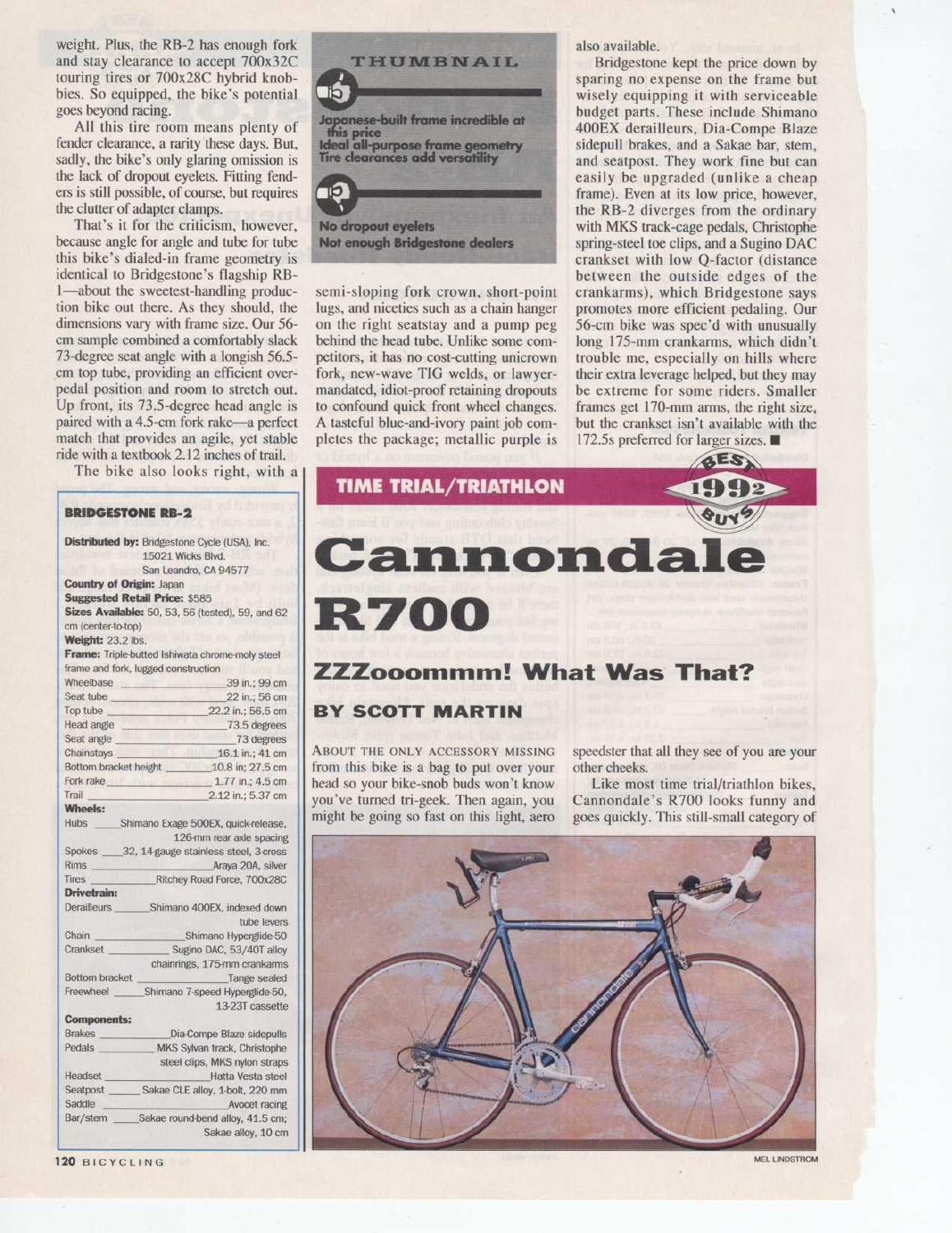weight. Plus, the RB-2 has enough fork and stay clearance to accept 700x32C touring tires or 700x28C hybrid knobbies. So equipped, the bike's potential goes beyond racing.

All this tire room means plenty of fender clearance, a rarity these days. But, sadly, the bike's only glaring omission is the lack of dropout eyelets. Fitting fenders is still possible, of course, but requires the clutter of adapter clamps.

That's it for the criticism, however, because angle for angle and tube for tube this bike's dialed-in frame geometry is identical to Bridgestone's flagship RB-1—about the sweetest-handling production bike out there. As they should, the dimensions vary with frame size. Our 56-cm sample combined a comfortably slack 73-degree seat angle with a longish 56.5-cm top tube, providing an efficient over-pedal position and room to stretch out. Up front, its 73.5-degree head angle is paired with a 4.5-cm fork rake—a perfect match that provides an agile, yet stable ride with a textbook 2.12 inches of trail.

The bike also looks right, with a semi-sloping fork crown, short-point lugs, and niceties such as a chain hanger on the right seatstay and a pump peg behind the head tube. Unlike some competitors, it has no cost-cutting unicrown fork, new-wave TIG welds, or lawyer-mandated, idiot-proof retaining dropouts to confound quick front wheel changes. A tasteful blue-and-ivory paint job completes the package; metallic purple is also available.

Bridgestone kept the price down by sparing no expense on the frame but wisely equipping it with serviceable budget parts. These include Shimano 400EX derailleurs, Dia-Compe Blaze sidepull brakes, and a Sakae bar, stem, and seatpost. They work fine but can easily be upgraded (unlike a cheap frame). Even at its low price, however, the RB-2 diverges from the ordinary with MKS track-cage pedals, Christophe spring-steel toe clips, and a Sugino DAC crankset with low Q-factor (distance between the outside edges of the crankarms), which Bridgestone says promotes more efficient pedaling. Our 56-cm bike was spec'd with unusually long 175-mm crankarms, which didn't trouble me, especially on hills where their extra leverage helped, but they may be extreme for some riders. Smaller frames get 170-mm arms, the right size, but the crankset isn't available with the 172.5s preferred for larger sizes. ■

**THUMBNAIL**

(Thumbs up)
- Japanese-built frame incredible at this price
- Ideal all-purpose frame geometry
- Tire clearances add versatility

(Thumbs down)
- No dropout eyelets
- Not enough Bridgestone dealers

### BRIDGESTONE RB-2

**Distributed by:** Bridgestone Cycle (USA), Inc.
15021 Wicks Blvd.
San Leandro, CA 94577

**Country of Origin:** Japan

**Suggested Retail Price:** $585

**Sizes Available:** 50, 53, 56 (tested), 59, and 62 cm (center-to-top)

**Weight:** 23.2 lbs.

**Frame:** Triple-butted Ishiwata chrome-moly steel frame and fork, lugged construction

| | |
|---|---|
| Wheelbase | 39 in.; 99 cm |
| Seat tube | 22 in.; 56 cm |
| Top tube | 22.2 in.; 56.5 cm |
| Head angle | 73.5 degrees |
| Seat angle | 73 degrees |
| Chainstays | 16.1 in.; 41 cm |
| Bottom bracket height | 10.8 in; 27.5 cm |
| Fork rake | 1.77 in.; 4.5 cm |
| Trail | 2.12 in.; 5.37 cm |

**Wheels:**

| | |
|---|---|
| Hubs | Shimano Exage 500EX, quick-release, 126-mm rear axle spacing |
| Spokes | 32, 14-gauge stainless steel, 3-cross |
| Rims | Araya 20A, silver |
| Tires | Ritchey Road Force, 700x28C |

**Drivetrain:**

| | |
|---|---|
| Derailleurs | Shimano 400EX, indexed down tube levers |
| Chain | Shimano Hyperglide-50 |
| Crankset | Sugino DAC, 53/40T alloy chainrings, 175-mm crankarms |
| Bottom bracket | Tange sealed |
| Freewheel | Shimano 7-speed Hyperglide-50, 13-23T cassette |

**Components:**

| | |
|---|---|
| Brakes | Dia-Compe Blaze sidepulls |
| Pedals | MKS Sylvan track, Christophe steel clips, MKS nylon straps |
| Headset | Hatta Vesta steel |
| Seatpost | Sakae CLE alloy, 1-bolt, 220 mm |
| Saddle | Avocet racing |
| Bar/stem | Sakae round-bend alloy, 41.5 cm; Sakae alloy, 10 cm |

**TIME TRIAL/TRIATHLON** — BEST 1992 BUYS

# Cannondale R700

## ZZZooommm! What Was That?

### BY SCOTT MARTIN

ABOUT THE ONLY ACCESSORY MISSING from this bike is a bag to put over your head so your bike-snob buds won't know you've turned tri-geek. Then again, you might be going so fast on this light, aero speedster that all they see of you are your other cheeks.

Like most time trial/triathlon bikes, Cannondale's R700 looks funny and goes quickly. This still-small category of

MEL LINDSTROM